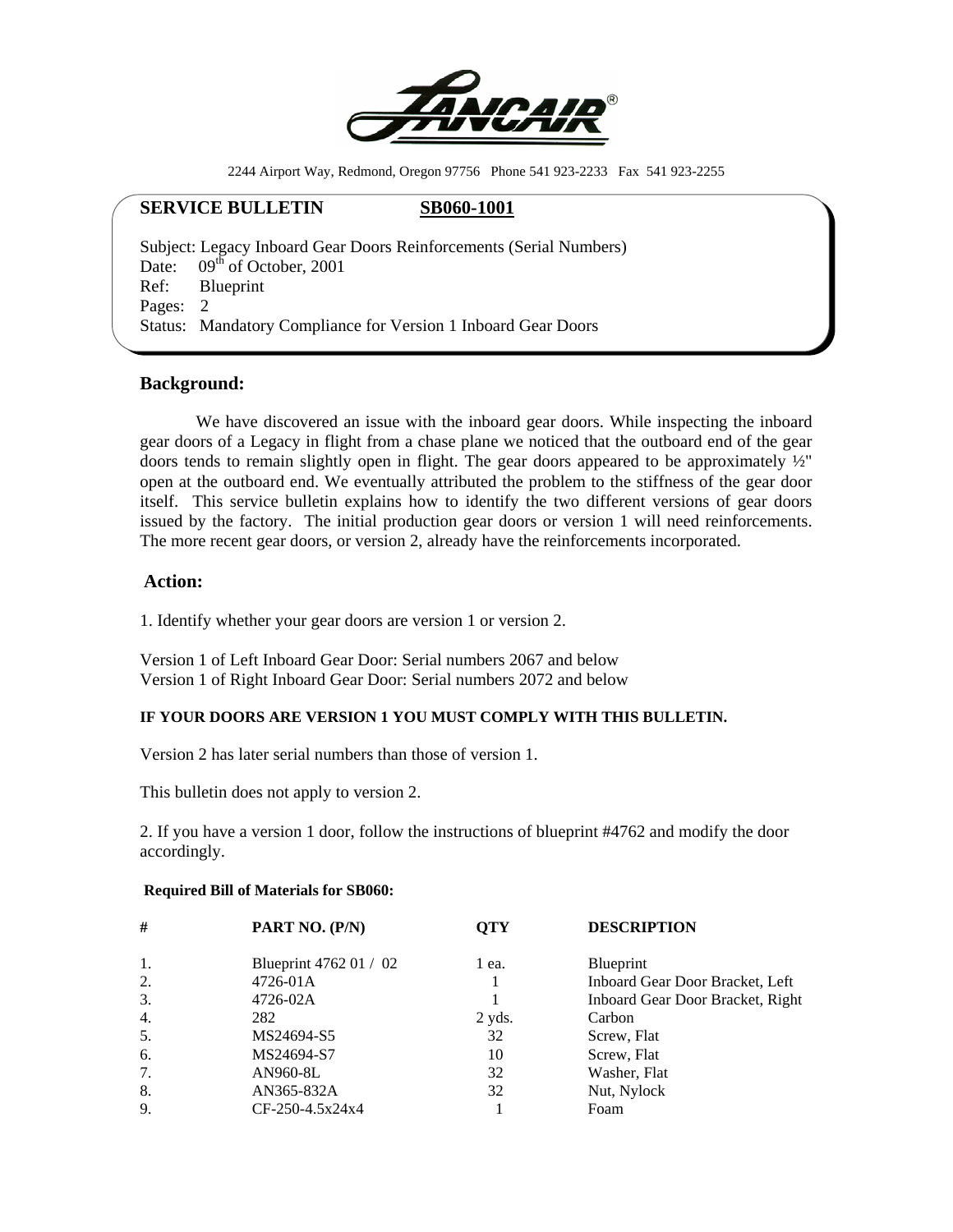LANCAIR®

2244 Airport Way, Redmond, Oregon 97756 Phone 541 923-2233 Fax 541 923-2255

## SERVICE BULLETIN SB060-1001

Subject: Legacy Inboard Gear Doors Reinforcements (Serial Numbers)
Date: 09th of October, 2001
Ref: Blueprint
Pages: 2
Status: Mandatory Compliance for Version 1 Inboard Gear Doors

## Background:

We have discovered an issue with the inboard gear doors. While inspecting the inboard gear doors of a Legacy in flight from a chase plane we noticed that the outboard end of the gear doors tends to remain slightly open in flight. The gear doors appeared to be approximately ½" open at the outboard end. We eventually attributed the problem to the stiffness of the gear door itself. This service bulletin explains how to identify the two different versions of gear doors issued by the factory. The initial production gear doors or version 1 will need reinforcements. The more recent gear doors, or version 2, already have the reinforcements incorporated.

## Action:

1. Identify whether your gear doors are version 1 or version 2.

Version 1 of Left Inboard Gear Door: Serial numbers 2067 and below
Version 1 of Right Inboard Gear Door: Serial numbers 2072 and below

**IF YOUR DOORS ARE VERSION 1 YOU MUST COMPLY WITH THIS BULLETIN.**

Version 2 has later serial numbers than those of version 1.

This bulletin does not apply to version 2.

2. If you have a version 1 door, follow the instructions of blueprint #4762 and modify the door accordingly.

**Required Bill of Materials for SB060:**

| # | PART NO. (P/N) | QTY | DESCRIPTION |
|---|---|---|---|
| 1. | Blueprint 4762 01 / 02 | 1 ea. | Blueprint |
| 2. | 4726-01A | 1 | Inboard Gear Door Bracket, Left |
| 3. | 4726-02A | 1 | Inboard Gear Door Bracket, Right |
| 4. | 282 | 2 yds. | Carbon |
| 5. | MS24694-S5 | 32 | Screw, Flat |
| 6. | MS24694-S7 | 10 | Screw, Flat |
| 7. | AN960-8L | 32 | Washer, Flat |
| 8. | AN365-832A | 32 | Nut, Nylock |
| 9. | CF-250-4.5x24x4 | 1 | Foam |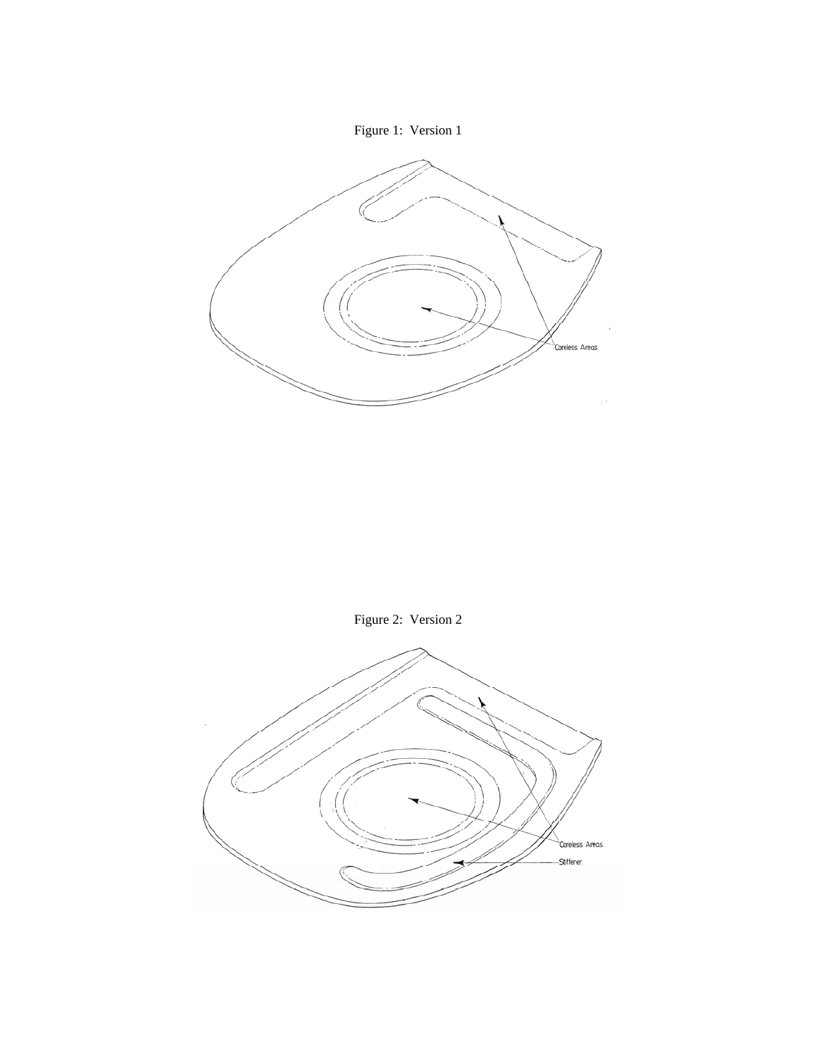Figure 1: Version 1

Coreless Areas.

Figure 2: Version 2

Coreless Areas.

Stiffener.